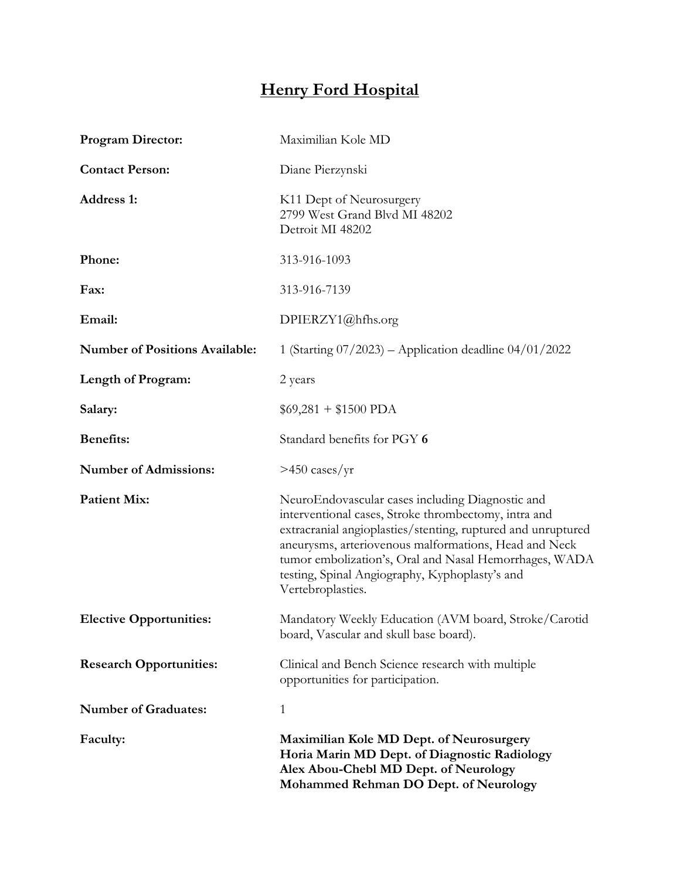# Henry Ford Hospital

| | |
|---|---|
| **Program Director:** | Maximilian Kole MD |
| **Contact Person:** | Diane Pierzynski |
| **Address 1:** | K11 Dept of Neurosurgery<br>2799 West Grand Blvd MI 48202<br>Detroit MI 48202 |
| **Phone:** | 313-916-1093 |
| **Fax:** | 313-916-7139 |
| **Email:** | DPIERZY1@hfhs.org |
| **Number of Positions Available:** | 1 (Starting 07/2023) – Application deadline 04/01/2022 |
| **Length of Program:** | 2 years |
| **Salary:** | $69,281 + $1500 PDA |
| **Benefits:** | Standard benefits for PGY **6** |
| **Number of Admissions:** | >450 cases/yr |
| **Patient Mix:** | NeuroEndovascular cases including Diagnostic and interventional cases, Stroke thrombectomy, intra and extracranial angioplasties/stenting, ruptured and unruptured aneurysms, arteriovenous malformations, Head and Neck tumor embolization's, Oral and Nasal Hemorrhages, WADA testing, Spinal Angiography, Kyphoplasty's and Vertebroplasties. |
| **Elective Opportunities:** | Mandatory Weekly Education (AVM board, Stroke/Carotid board, Vascular and skull base board). |
| **Research Opportunities:** | Clinical and Bench Science research with multiple opportunities for participation. |
| **Number of Graduates:** | 1 |
| **Faculty:** | **Maximilian Kole MD Dept. of Neurosurgery**<br>**Horia Marin MD Dept. of Diagnostic Radiology**<br>**Alex Abou-Chebl MD Dept. of Neurology**<br>**Mohammed Rehman DO Dept. of Neurology** |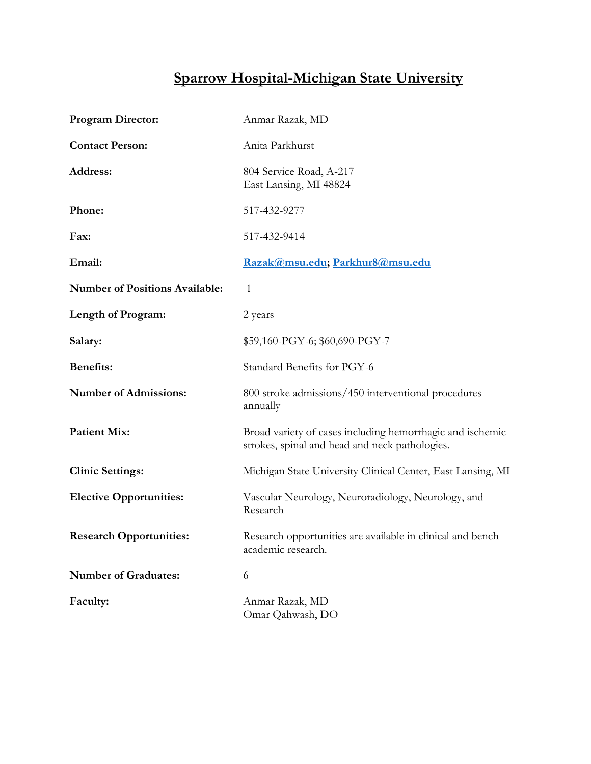# Sparrow Hospital-Michigan State University

**Program Director:** Anmar Razak, MD

**Contact Person:** Anita Parkhurst

**Address:** 804 Service Road, A-217
East Lansing, MI 48824

**Phone:** 517-432-9277

**Fax:** 517-432-9414

**Email:** Razak@msu.edu; Parkhur8@msu.edu

**Number of Positions Available:** 1

**Length of Program:** 2 years

**Salary:** $59,160-PGY-6; $60,690-PGY-7

**Benefits:** Standard Benefits for PGY-6

**Number of Admissions:** 800 stroke admissions/450 interventional procedures annually

**Patient Mix:** Broad variety of cases including hemorrhagic and ischemic strokes, spinal and head and neck pathologies.

**Clinic Settings:** Michigan State University Clinical Center, East Lansing, MI

**Elective Opportunities:** Vascular Neurology, Neuroradiology, Neurology, and Research

**Research Opportunities:** Research opportunities are available in clinical and bench academic research.

**Number of Graduates:** 6

**Faculty:** Anmar Razak, MD
Omar Qahwash, DO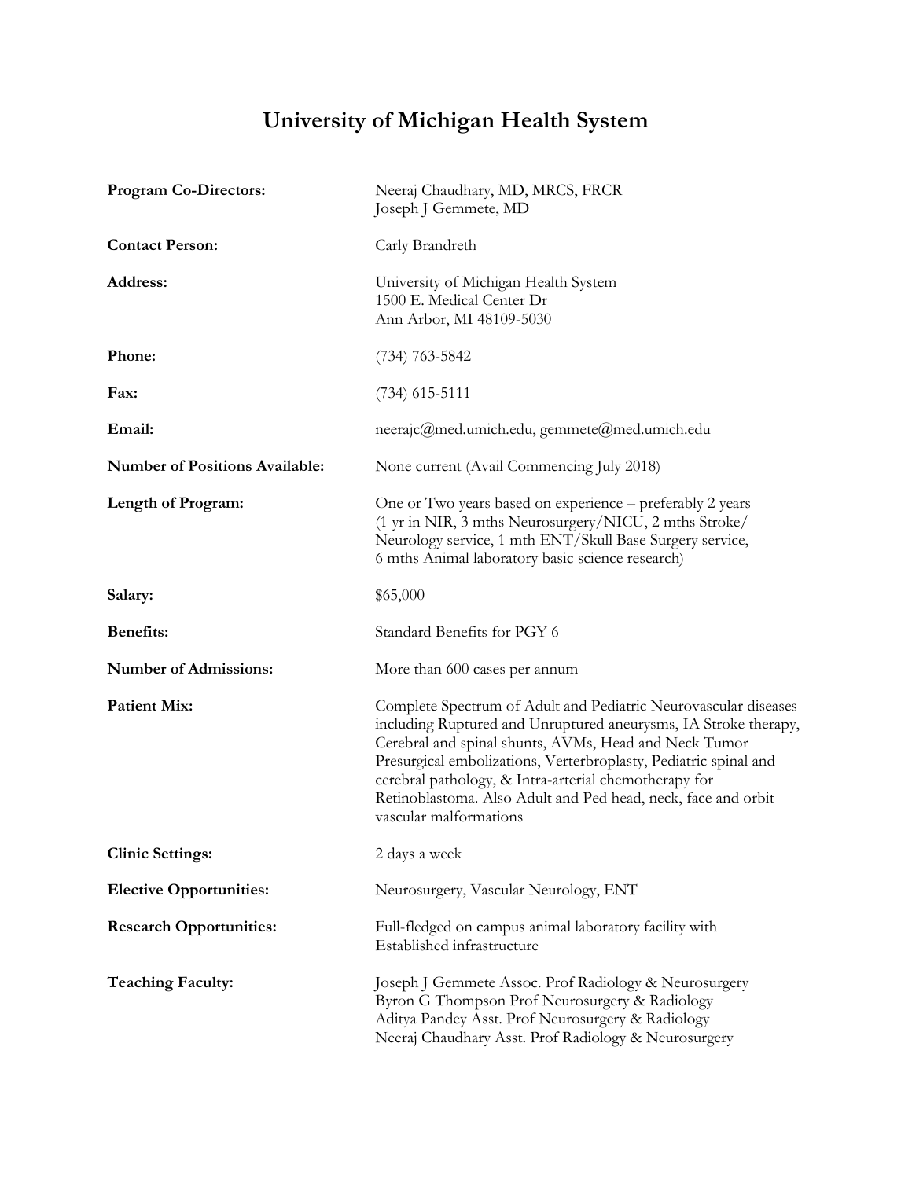# University of Michigan Health System

| | |
|---|---|
| **Program Co-Directors:** | Neeraj Chaudhary, MD, MRCS, FRCR<br>Joseph J Gemmete, MD |
| **Contact Person:** | Carly Brandreth |
| **Address:** | University of Michigan Health System<br>1500 E. Medical Center Dr<br>Ann Arbor, MI 48109-5030 |
| **Phone:** | (734) 763-5842 |
| **Fax:** | (734) 615-5111 |
| **Email:** | neerajc@med.umich.edu, gemmete@med.umich.edu |
| **Number of Positions Available:** | None current (Avail Commencing July 2018) |
| **Length of Program:** | One or Two years based on experience – preferably 2 years (1 yr in NIR, 3 mths Neurosurgery/NICU, 2 mths Stroke/ Neurology service, 1 mth ENT/Skull Base Surgery service, 6 mths Animal laboratory basic science research) |
| **Salary:** | $65,000 |
| **Benefits:** | Standard Benefits for PGY 6 |
| **Number of Admissions:** | More than 600 cases per annum |
| **Patient Mix:** | Complete Spectrum of Adult and Pediatric Neurovascular diseases including Ruptured and Unruptured aneurysms, IA Stroke therapy, Cerebral and spinal shunts, AVMs, Head and Neck Tumor Presurgical embolizations, Verterbroplasty, Pediatric spinal and cerebral pathology, & Intra-arterial chemotherapy for Retinoblastoma. Also Adult and Ped head, neck, face and orbit vascular malformations |
| **Clinic Settings:** | 2 days a week |
| **Elective Opportunities:** | Neurosurgery, Vascular Neurology, ENT |
| **Research Opportunities:** | Full-fledged on campus animal laboratory facility with Established infrastructure |
| **Teaching Faculty:** | Joseph J Gemmete Assoc. Prof Radiology & Neurosurgery<br>Byron G Thompson Prof Neurosurgery & Radiology<br>Aditya Pandey Asst. Prof Neurosurgery & Radiology<br>Neeraj Chaudhary Asst. Prof Radiology & Neurosurgery |